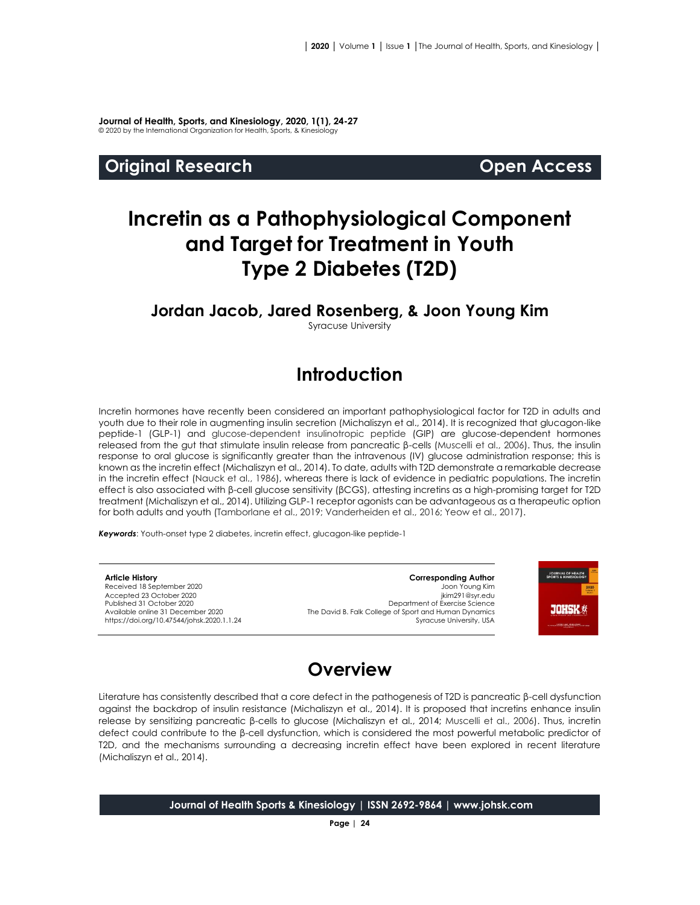Journal of Health, Sports, and Kinesiology, 2020, 1(1), 24-27
© 2020 by the International Organization for Health, Sports, & Kinesiology

**Original Research** **Open Access**

# Incretin as a Pathophysiological Component and Target for Treatment in Youth Type 2 Diabetes (T2D)

### Jordan Jacob, Jared Rosenberg, & Joon Young Kim

Syracuse University

## Introduction

Incretin hormones have recently been considered an important pathophysiological factor for T2D in adults and youth due to their role in augmenting insulin secretion (Michaliszyn et al., 2014). It is recognized that glucagon-like peptide-1 (GLP-1) and glucose-dependent insulinotropic peptide (GIP) are glucose-dependent hormones released from the gut that stimulate insulin release from pancreatic β-cells (Muscelli et al., 2006). Thus, the insulin response to oral glucose is significantly greater than the intravenous (IV) glucose administration response; this is known as the incretin effect (Michaliszyn et al., 2014). To date, adults with T2D demonstrate a remarkable decrease in the incretin effect (Nauck et al., 1986), whereas there is lack of evidence in pediatric populations. The incretin effect is also associated with β-cell glucose sensitivity (βCGS), attesting incretins as a high-promising target for T2D treatment (Michaliszyn et al., 2014). Utilizing GLP-1 receptor agonists can be advantageous as a therapeutic option for both adults and youth (Tamborlane et al., 2019; Vanderheiden et al., 2016; Yeow et al., 2017).

***Keywords***: Youth-onset type 2 diabetes, incretin effect, glucagon-like peptide-1

**Article History**
Received 18 September 2020
Accepted 23 October 2020
Published 31 October 2020
Available online 31 December 2020
https://doi.org/10.47544/johsk.2020.1.1.24

**Corresponding Author**
Joon Young Kim
jkim291@syr.edu
Department of Exercise Science
The David B. Falk College of Sport and Human Dynamics
Syracuse University, USA

## Overview

Literature has consistently described that a core defect in the pathogenesis of T2D is pancreatic β-cell dysfunction against the backdrop of insulin resistance (Michaliszyn et al., 2014). It is proposed that incretins enhance insulin release by sensitizing pancreatic β-cells to glucose (Michaliszyn et al., 2014; Muscelli et al., 2006). Thus, incretin defect could contribute to the β-cell dysfunction, which is considered the most powerful metabolic predictor of T2D, and the mechanisms surrounding a decreasing incretin effect have been explored in recent literature (Michaliszyn et al., 2014).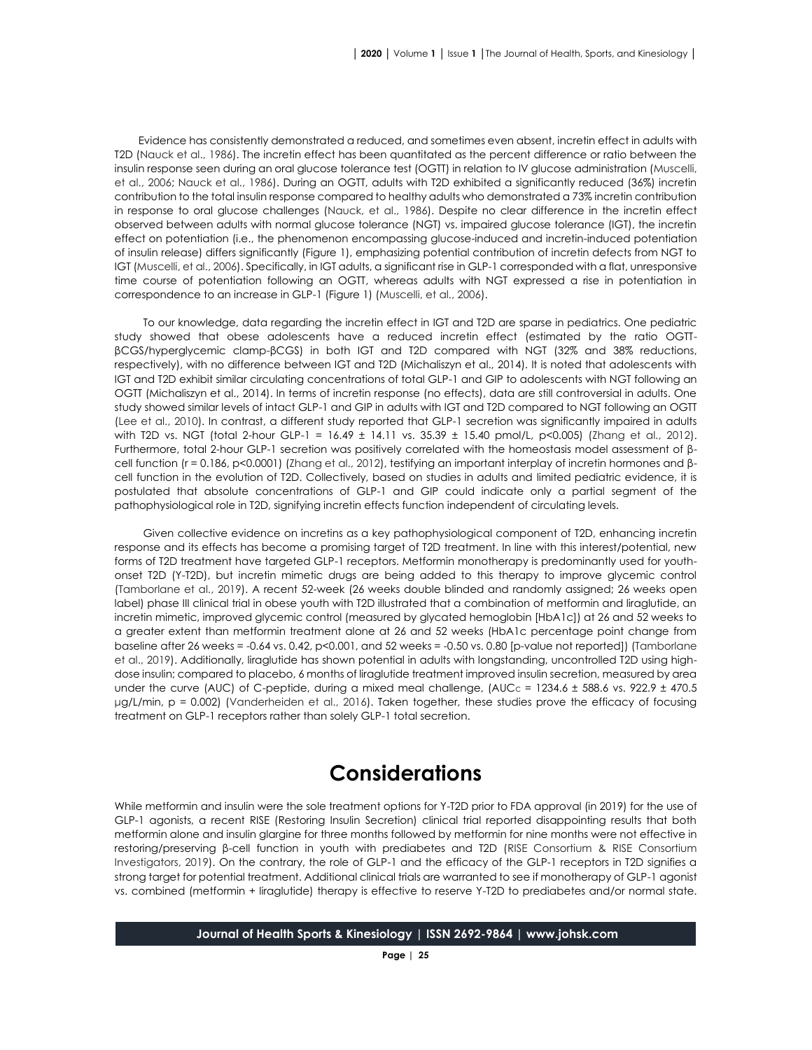Evidence has consistently demonstrated a reduced, and sometimes even absent, incretin effect in adults with T2D (Nauck et al., 1986). The incretin effect has been quantitated as the percent difference or ratio between the insulin response seen during an oral glucose tolerance test (OGTT) in relation to IV glucose administration (Muscelli, et al., 2006; Nauck et al., 1986). During an OGTT, adults with T2D exhibited a significantly reduced (36%) incretin contribution to the total insulin response compared to healthy adults who demonstrated a 73% incretin contribution in response to oral glucose challenges (Nauck, et al., 1986). Despite no clear difference in the incretin effect observed between adults with normal glucose tolerance (NGT) vs. impaired glucose tolerance (IGT), the incretin effect on potentiation (i.e., the phenomenon encompassing glucose-induced and incretin-induced potentiation of insulin release) differs significantly (Figure 1), emphasizing potential contribution of incretin defects from NGT to IGT (Muscelli, et al., 2006). Specifically, in IGT adults, a significant rise in GLP-1 corresponded with a flat, unresponsive time course of potentiation following an OGTT, whereas adults with NGT expressed a rise in potentiation in correspondence to an increase in GLP-1 (Figure 1) (Muscelli, et al., 2006).

To our knowledge, data regarding the incretin effect in IGT and T2D are sparse in pediatrics. One pediatric study showed that obese adolescents have a reduced incretin effect (estimated by the ratio OGTT-βCGS/hyperglycemic clamp-βCGS) in both IGT and T2D compared with NGT (32% and 38% reductions, respectively), with no difference between IGT and T2D (Michaliszyn et al., 2014). It is noted that adolescents with IGT and T2D exhibit similar circulating concentrations of total GLP-1 and GIP to adolescents with NGT following an OGTT (Michaliszyn et al., 2014). In terms of incretin response (no effects), data are still controversial in adults. One study showed similar levels of intact GLP-1 and GIP in adults with IGT and T2D compared to NGT following an OGTT (Lee et al., 2010). In contrast, a different study reported that GLP-1 secretion was significantly impaired in adults with T2D vs. NGT (total 2-hour GLP-1 = 16.49 ± 14.11 vs. 35.39 ± 15.40 pmol/L, $p<0.005$) (Zhang et al., 2012). Furthermore, total 2-hour GLP-1 secretion was positively correlated with the homeostasis model assessment of β-cell function ($r = 0.186$, $p<0.0001$) (Zhang et al., 2012), testifying an important interplay of incretin hormones and β-cell function in the evolution of T2D. Collectively, based on studies in adults and limited pediatric evidence, it is postulated that absolute concentrations of GLP-1 and GIP could indicate only a partial segment of the pathophysiological role in T2D, signifying incretin effects function independent of circulating levels.

Given collective evidence on incretins as a key pathophysiological component of T2D, enhancing incretin response and its effects has become a promising target of T2D treatment. In line with this interest/potential, new forms of T2D treatment have targeted GLP-1 receptors. Metformin monotherapy is predominantly used for youth-onset T2D (Y-T2D), but incretin mimetic drugs are being added to this therapy to improve glycemic control (Tamborlane et al., 2019). A recent 52-week (26 weeks double blinded and randomly assigned; 26 weeks open label) phase III clinical trial in obese youth with T2D illustrated that a combination of metformin and liraglutide, an incretin mimetic, improved glycemic control (measured by glycated hemoglobin [HbA1c]) at 26 and 52 weeks to a greater extent than metformin treatment alone at 26 and 52 weeks (HbA1c percentage point change from baseline after 26 weeks = -0.64 vs. 0.42, $p<0.001$, and 52 weeks = -0.50 vs. 0.80 [p-value not reported]) (Tamborlane et al., 2019). Additionally, liraglutide has shown potential in adults with longstanding, uncontrolled T2D using high-dose insulin; compared to placebo, 6 months of liraglutide treatment improved insulin secretion, measured by area under the curve (AUC) of C-peptide, during a mixed meal challenge, ($AUC_C$ = 1234.6 ± 588.6 vs. 922.9 ± 470.5 µg/L/min, $p = 0.002$) (Vanderheiden et al., 2016). Taken together, these studies prove the efficacy of focusing treatment on GLP-1 receptors rather than solely GLP-1 total secretion.

# Considerations

While metformin and insulin were the sole treatment options for Y-T2D prior to FDA approval (in 2019) for the use of GLP-1 agonists, a recent RISE (Restoring Insulin Secretion) clinical trial reported disappointing results that both metformin alone and insulin glargine for three months followed by metformin for nine months were not effective in restoring/preserving β-cell function in youth with prediabetes and T2D (RISE Consortium & RISE Consortium Investigators, 2019). On the contrary, the role of GLP-1 and the efficacy of the GLP-1 receptors in T2D signifies a strong target for potential treatment. Additional clinical trials are warranted to see if monotherapy of GLP-1 agonist vs. combined (metformin + liraglutide) therapy is effective to reserve Y-T2D to prediabetes and/or normal state.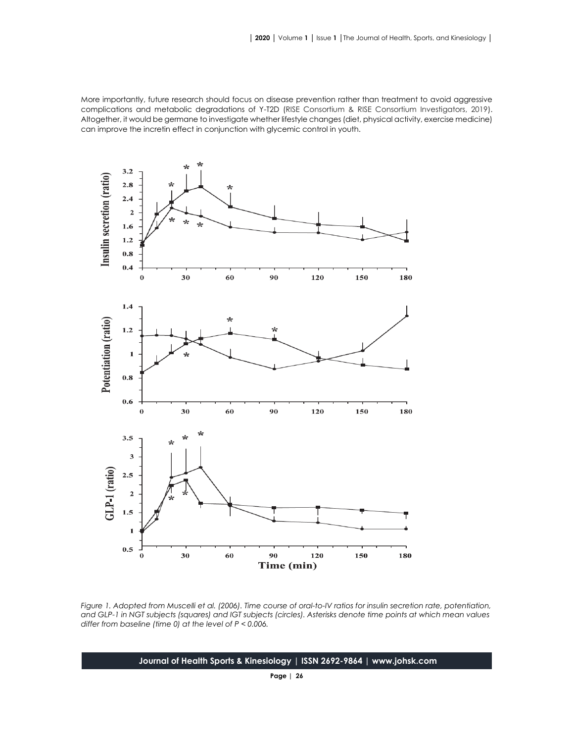More importantly, future research should focus on disease prevention rather than treatment to avoid aggressive complications and metabolic degradations of Y-T2D (RISE Consortium & RISE Consortium Investigators, 2019). Altogether, it would be germane to investigate whether lifestyle changes (diet, physical activity, exercise medicine) can improve the incretin effect in conjunction with glycemic control in youth.

*Figure 1. Adopted from Muscelli et al. (2006). Time course of oral-to-IV ratios for insulin secretion rate, potentiation, and GLP-1 in NGT subjects (squares) and IGT subjects (circles). Asterisks denote time points at which mean values differ from baseline (time 0) at the level of P < 0.006.*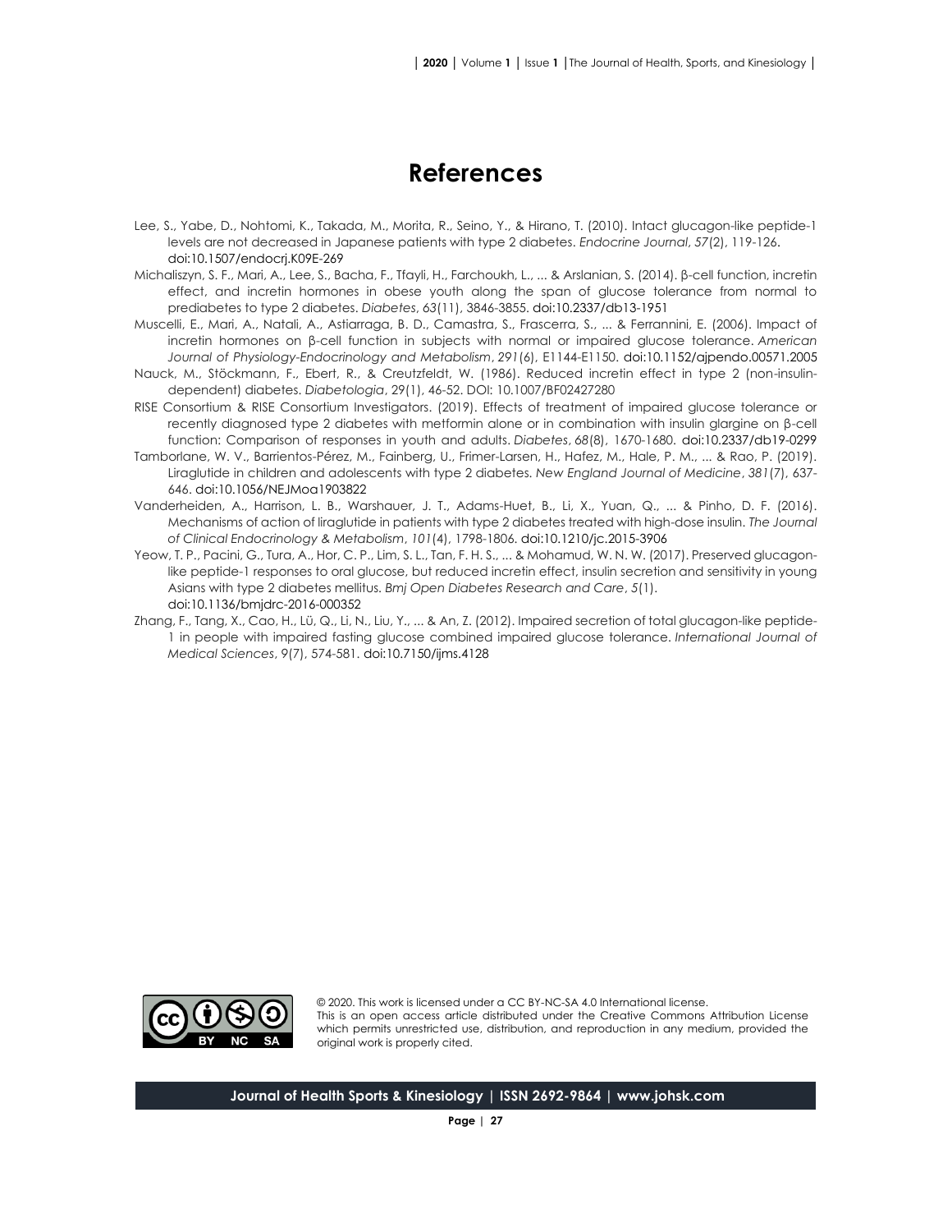# References

Lee, S., Yabe, D., Nohtomi, K., Takada, M., Morita, R., Seino, Y., & Hirano, T. (2010). Intact glucagon-like peptide-1 levels are not decreased in Japanese patients with type 2 diabetes. *Endocrine Journal*, *57*(2), 119-126. doi:10.1507/endocrj.K09E-269

Michaliszyn, S. F., Mari, A., Lee, S., Bacha, F., Tfayli, H., Farchoukh, L., ... & Arslanian, S. (2014). β-cell function, incretin effect, and incretin hormones in obese youth along the span of glucose tolerance from normal to prediabetes to type 2 diabetes. *Diabetes*, *63*(11), 3846-3855. doi:10.2337/db13-1951

Muscelli, E., Mari, A., Natali, A., Astiarraga, B. D., Camastra, S., Frascerra, S., ... & Ferrannini, E. (2006). Impact of incretin hormones on β-cell function in subjects with normal or impaired glucose tolerance. *American Journal of Physiology-Endocrinology and Metabolism*, *291*(6), E1144-E1150. doi:10.1152/ajpendo.00571.2005

Nauck, M., Stöckmann, F., Ebert, R., & Creutzfeldt, W. (1986). Reduced incretin effect in type 2 (non-insulin-dependent) diabetes. *Diabetologia*, 29(1), 46-52. DOI: 10.1007/BF02427280

RISE Consortium & RISE Consortium Investigators. (2019). Effects of treatment of impaired glucose tolerance or recently diagnosed type 2 diabetes with metformin alone or in combination with insulin glargine on β-cell function: Comparison of responses in youth and adults. *Diabetes*, *68*(8), 1670-1680. doi:10.2337/db19-0299

Tamborlane, W. V., Barrientos-Pérez, M., Fainberg, U., Frimer-Larsen, H., Hafez, M., Hale, P. M., ... & Rao, P. (2019). Liraglutide in children and adolescents with type 2 diabetes. *New England Journal of Medicine*, *381*(7), 637-646. doi:10.1056/NEJMoa1903822

Vanderheiden, A., Harrison, L. B., Warshauer, J. T., Adams-Huet, B., Li, X., Yuan, Q., ... & Pinho, D. F. (2016). Mechanisms of action of liraglutide in patients with type 2 diabetes treated with high-dose insulin. *The Journal of Clinical Endocrinology & Metabolism*, *101*(4), 1798-1806. doi:10.1210/jc.2015-3906

Yeow, T. P., Pacini, G., Tura, A., Hor, C. P., Lim, S. L., Tan, F. H. S., ... & Mohamud, W. N. W. (2017). Preserved glucagon-like peptide-1 responses to oral glucose, but reduced incretin effect, insulin secretion and sensitivity in young Asians with type 2 diabetes mellitus. *Bmj Open Diabetes Research and Care*, *5*(1). doi:10.1136/bmjdrc-2016-000352

Zhang, F., Tang, X., Cao, H., Lü, Q., Li, N., Liu, Y., ... & An, Z. (2012). Impaired secretion of total glucagon-like peptide-1 in people with impaired fasting glucose combined impaired glucose tolerance. *International Journal of Medical Sciences*, 9(7), 574-581. doi:10.7150/ijms.4128

© 2020. This work is licensed under a CC BY-NC-SA 4.0 International license.
This is an open access article distributed under the Creative Commons Attribution License which permits unrestricted use, distribution, and reproduction in any medium, provided the original work is properly cited.